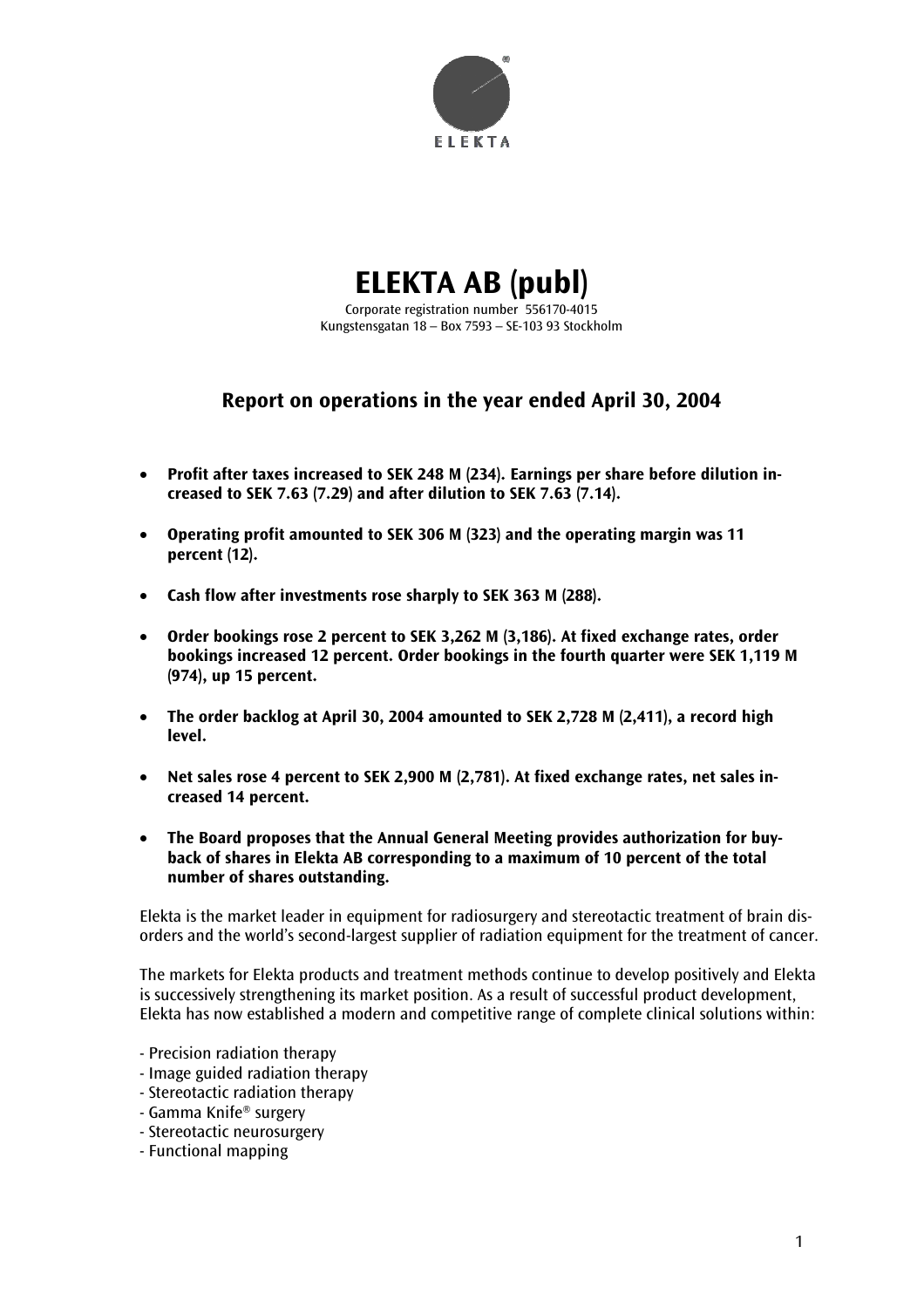ELEKTA

# ELEKTA AB (publ)

Corporate registration number 556170-4015
Kungstensgatan 18 – Box 7593 – SE-103 93 Stockholm

## Report on operations in the year ended April 30, 2004

- **Profit after taxes increased to SEK 248 M (234). Earnings per share before dilution increased to SEK 7.63 (7.29) and after dilution to SEK 7.63 (7.14).**
- **Operating profit amounted to SEK 306 M (323) and the operating margin was 11 percent (12).**
- **Cash flow after investments rose sharply to SEK 363 M (288).**
- **Order bookings rose 2 percent to SEK 3,262 M (3,186). At fixed exchange rates, order bookings increased 12 percent. Order bookings in the fourth quarter were SEK 1,119 M (974), up 15 percent.**
- **The order backlog at April 30, 2004 amounted to SEK 2,728 M (2,411), a record high level.**
- **Net sales rose 4 percent to SEK 2,900 M (2,781). At fixed exchange rates, net sales increased 14 percent.**
- **The Board proposes that the Annual General Meeting provides authorization for buy-back of shares in Elekta AB corresponding to a maximum of 10 percent of the total number of shares outstanding.**

Elekta is the market leader in equipment for radiosurgery and stereotactic treatment of brain disorders and the world's second-largest supplier of radiation equipment for the treatment of cancer.

The markets for Elekta products and treatment methods continue to develop positively and Elekta is successively strengthening its market position. As a result of successful product development, Elekta has now established a modern and competitive range of complete clinical solutions within:

- Precision radiation therapy
- Image guided radiation therapy
- Stereotactic radiation therapy
- Gamma Knife® surgery
- Stereotactic neurosurgery
- Functional mapping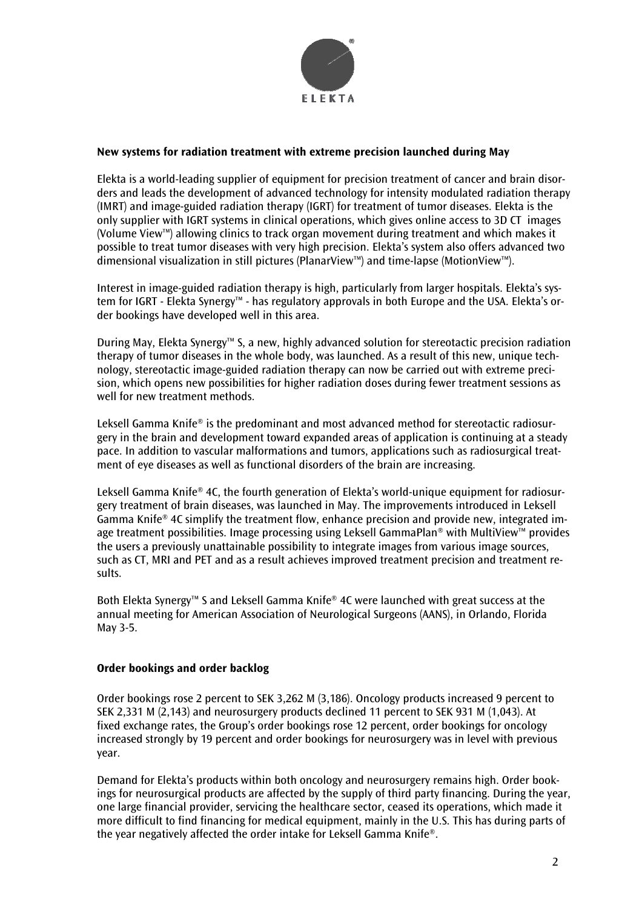**New systems for radiation treatment with extreme precision launched during May**

Elekta is a world-leading supplier of equipment for precision treatment of cancer and brain disorders and leads the development of advanced technology for intensity modulated radiation therapy (IMRT) and image-guided radiation therapy (IGRT) for treatment of tumor diseases. Elekta is the only supplier with IGRT systems in clinical operations, which gives online access to 3D CT images (Volume View™) allowing clinics to track organ movement during treatment and which makes it possible to treat tumor diseases with very high precision. Elekta's system also offers advanced two dimensional visualization in still pictures (PlanarView™) and time-lapse (MotionView™).

Interest in image-guided radiation therapy is high, particularly from larger hospitals. Elekta's system for IGRT - Elekta Synergy™ - has regulatory approvals in both Europe and the USA. Elekta's order bookings have developed well in this area.

During May, Elekta Synergy™ S, a new, highly advanced solution for stereotactic precision radiation therapy of tumor diseases in the whole body, was launched. As a result of this new, unique technology, stereotactic image-guided radiation therapy can now be carried out with extreme precision, which opens new possibilities for higher radiation doses during fewer treatment sessions as well for new treatment methods.

Leksell Gamma Knife® is the predominant and most advanced method for stereotactic radiosurgery in the brain and development toward expanded areas of application is continuing at a steady pace. In addition to vascular malformations and tumors, applications such as radiosurgical treatment of eye diseases as well as functional disorders of the brain are increasing.

Leksell Gamma Knife® 4C, the fourth generation of Elekta's world-unique equipment for radiosurgery treatment of brain diseases, was launched in May. The improvements introduced in Leksell Gamma Knife® 4C simplify the treatment flow, enhance precision and provide new, integrated image treatment possibilities. Image processing using Leksell GammaPlan® with MultiView™ provides the users a previously unattainable possibility to integrate images from various image sources, such as CT, MRI and PET and as a result achieves improved treatment precision and treatment results.

Both Elekta Synergy™ S and Leksell Gamma Knife® 4C were launched with great success at the annual meeting for American Association of Neurological Surgeons (AANS), in Orlando, Florida May 3-5.

**Order bookings and order backlog**

Order bookings rose 2 percent to SEK 3,262 M (3,186). Oncology products increased 9 percent to SEK 2,331 M (2,143) and neurosurgery products declined 11 percent to SEK 931 M (1,043). At fixed exchange rates, the Group's order bookings rose 12 percent, order bookings for oncology increased strongly by 19 percent and order bookings for neurosurgery was in level with previous year.

Demand for Elekta's products within both oncology and neurosurgery remains high. Order bookings for neurosurgical products are affected by the supply of third party financing. During the year, one large financial provider, servicing the healthcare sector, ceased its operations, which made it more difficult to find financing for medical equipment, mainly in the U.S. This has during parts of the year negatively affected the order intake for Leksell Gamma Knife®.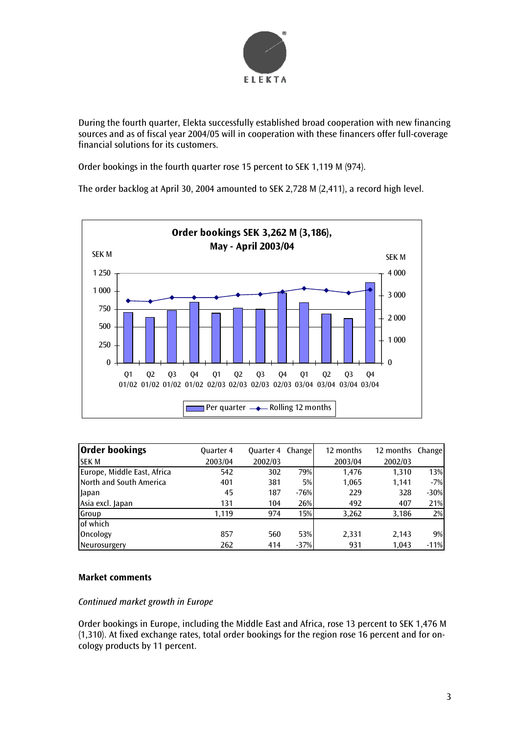During the fourth quarter, Elekta successfully established broad cooperation with new financing sources and as of fiscal year 2004/05 will in cooperation with these financers offer full-coverage financial solutions for its customers.

Order bookings in the fourth quarter rose 15 percent to SEK 1,119 M (974).

The order backlog at April 30, 2004 amounted to SEK 2,728 M (2,411), a record high level.

**Order bookings SEK 3,262 M (3,186), May - April 2003/04**

| Order bookings<br>SEK M | Quarter 4<br>2003/04 | Quarter 4<br>2002/03 | Change | 12 months<br>2003/04 | 12 months<br>2002/03 | Change |
|---|---|---|---|---|---|---|
| Europe, Middle East, Africa | 542 | 302 | 79% | 1,476 | 1,310 | 13% |
| North and South America | 401 | 381 | 5% | 1,065 | 1,141 | -7% |
| Japan | 45 | 187 | -76% | 229 | 328 | -30% |
| Asia excl. Japan | 131 | 104 | 26% | 492 | 407 | 21% |
| Group | 1,119 | 974 | 15% | 3,262 | 3,186 | 2% |
| of which | | | | | | |
| Oncology | 857 | 560 | 53% | 2,331 | 2,143 | 9% |
| Neurosurgery | 262 | 414 | -37% | 931 | 1,043 | -11% |

**Market comments**

*Continued market growth in Europe*

Order bookings in Europe, including the Middle East and Africa, rose 13 percent to SEK 1,476 M (1,310). At fixed exchange rates, total order bookings for the region rose 16 percent and for oncology products by 11 percent.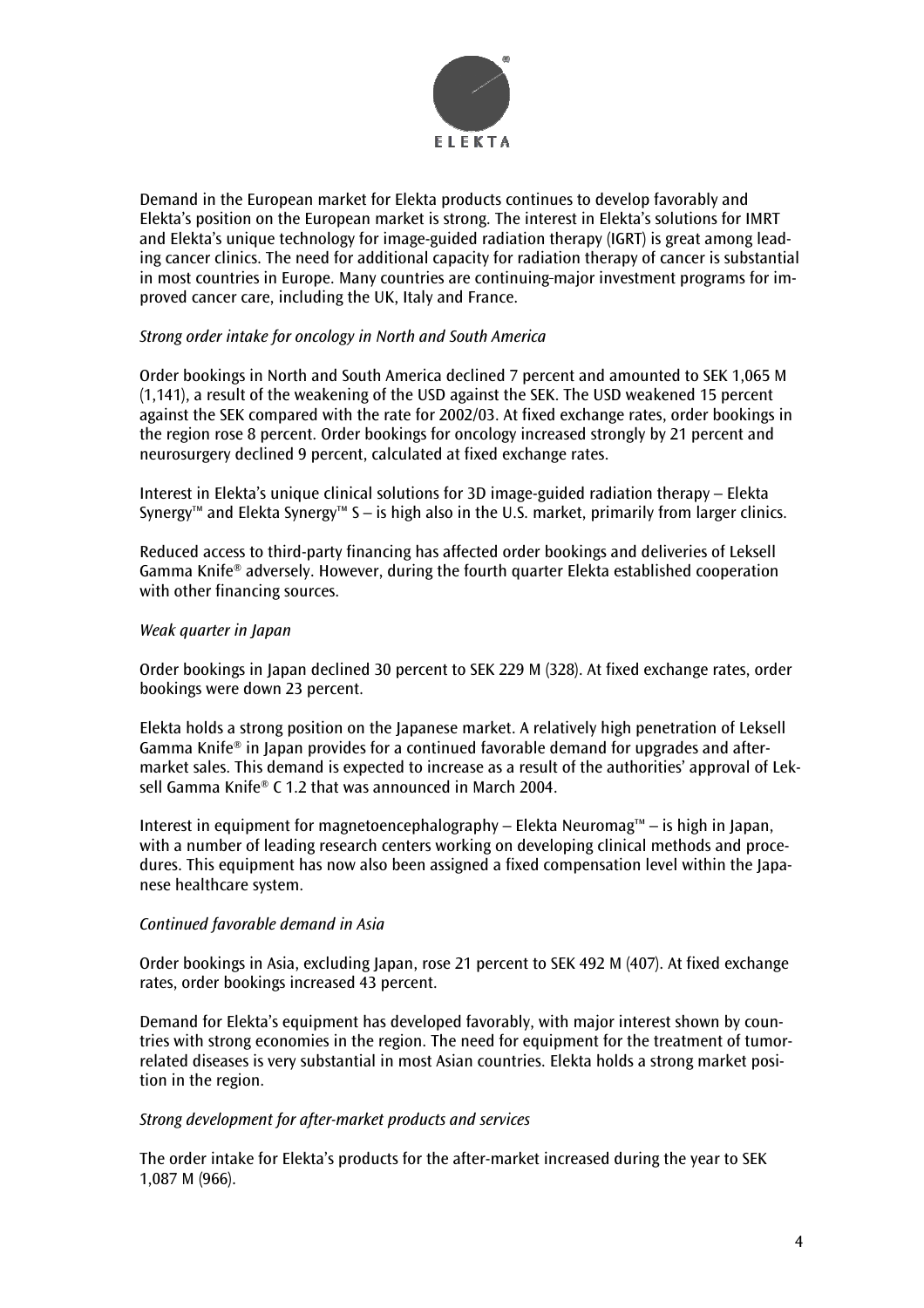Demand in the European market for Elekta products continues to develop favorably and Elekta's position on the European market is strong. The interest in Elekta's solutions for IMRT and Elekta's unique technology for image-guided radiation therapy (IGRT) is great among leading cancer clinics. The need for additional capacity for radiation therapy of cancer is substantial in most countries in Europe. Many countries are continuing major investment programs for improved cancer care, including the UK, Italy and France.

*Strong order intake for oncology in North and South America*

Order bookings in North and South America declined 7 percent and amounted to SEK 1,065 M (1,141), a result of the weakening of the USD against the SEK. The USD weakened 15 percent against the SEK compared with the rate for 2002/03. At fixed exchange rates, order bookings in the region rose 8 percent. Order bookings for oncology increased strongly by 21 percent and neurosurgery declined 9 percent, calculated at fixed exchange rates.

Interest in Elekta's unique clinical solutions for 3D image-guided radiation therapy – Elekta Synergy™ and Elekta Synergy™ S – is high also in the U.S. market, primarily from larger clinics.

Reduced access to third-party financing has affected order bookings and deliveries of Leksell Gamma Knife® adversely. However, during the fourth quarter Elekta established cooperation with other financing sources.

*Weak quarter in Japan*

Order bookings in Japan declined 30 percent to SEK 229 M (328). At fixed exchange rates, order bookings were down 23 percent.

Elekta holds a strong position on the Japanese market. A relatively high penetration of Leksell Gamma Knife® in Japan provides for a continued favorable demand for upgrades and after-market sales. This demand is expected to increase as a result of the authorities' approval of Leksell Gamma Knife® C 1.2 that was announced in March 2004.

Interest in equipment for magnetoencephalography – Elekta Neuromag™ – is high in Japan, with a number of leading research centers working on developing clinical methods and procedures. This equipment has now also been assigned a fixed compensation level within the Japanese healthcare system.

*Continued favorable demand in Asia*

Order bookings in Asia, excluding Japan, rose 21 percent to SEK 492 M (407). At fixed exchange rates, order bookings increased 43 percent.

Demand for Elekta's equipment has developed favorably, with major interest shown by countries with strong economies in the region. The need for equipment for the treatment of tumor-related diseases is very substantial in most Asian countries. Elekta holds a strong market position in the region.

*Strong development for after-market products and services*

The order intake for Elekta's products for the after-market increased during the year to SEK 1,087 M (966).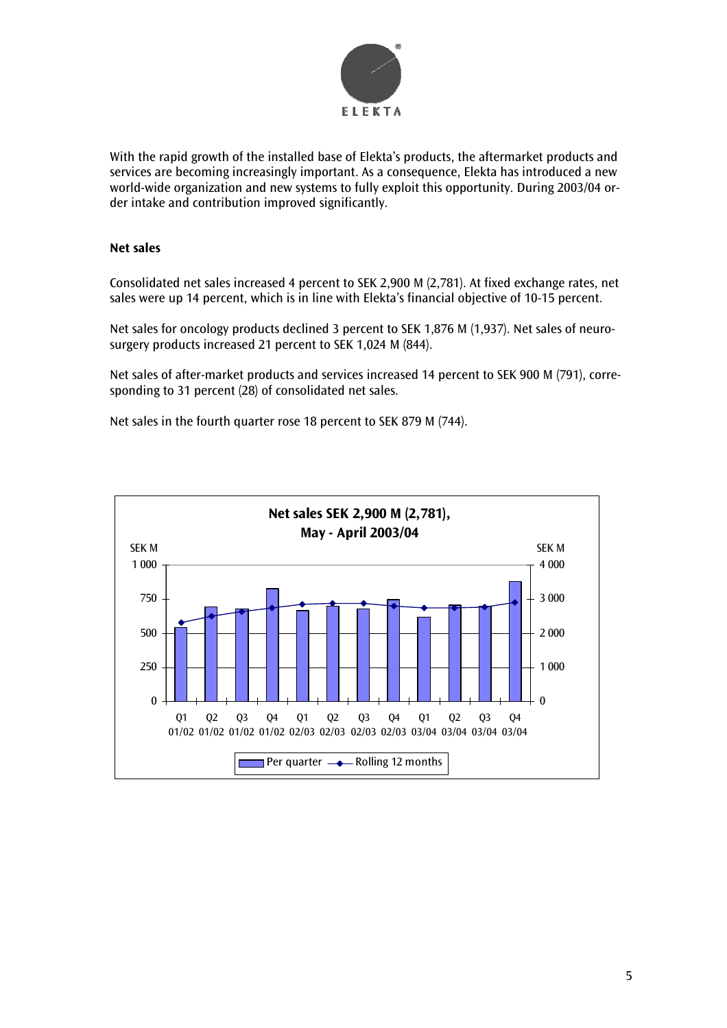With the rapid growth of the installed base of Elekta's products, the aftermarket products and services are becoming increasingly important. As a consequence, Elekta has introduced a new world-wide organization and new systems to fully exploit this opportunity. During 2003/04 order intake and contribution improved significantly.

**Net sales**

Consolidated net sales increased 4 percent to SEK 2,900 M (2,781). At fixed exchange rates, net sales were up 14 percent, which is in line with Elekta's financial objective of 10-15 percent.

Net sales for oncology products declined 3 percent to SEK 1,876 M (1,937). Net sales of neurosurgery products increased 21 percent to SEK 1,024 M (844).

Net sales of after-market products and services increased 14 percent to SEK 900 M (791), corresponding to 31 percent (28) of consolidated net sales.

Net sales in the fourth quarter rose 18 percent to SEK 879 M (744).

**Net sales SEK 2,900 M (2,781), May - April 2003/04**

SEK M (left axis: 0 – 1 000; right axis: 0 – 4 000)

Q1 01/02, Q2 01/02, Q3 01/02, Q4 01/02, Q1 02/03, Q2 02/03, Q3 02/03, Q4 02/03, Q1 03/04, Q2 03/04, Q3 03/04, Q4 03/04

Per quarter — Rolling 12 months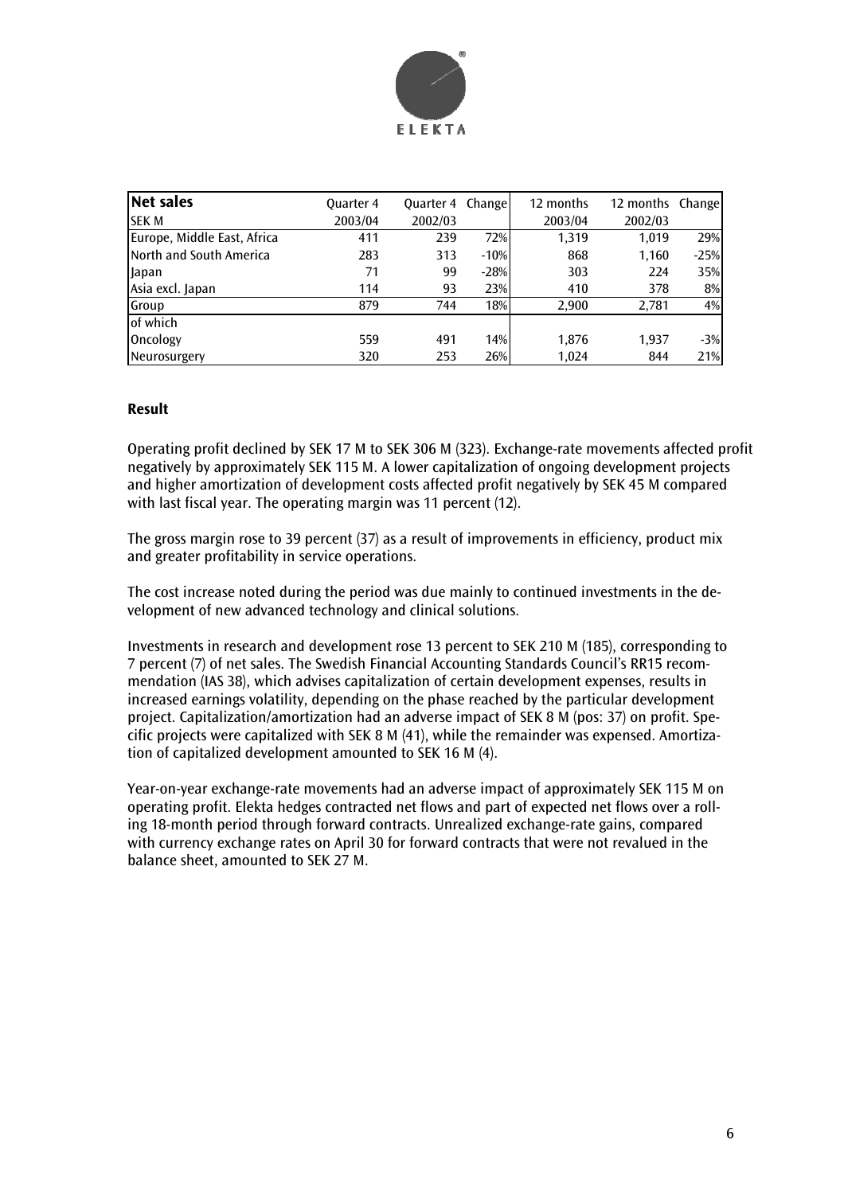| **Net sales** | Quarter 4 | Quarter 4 | Change | 12 months | 12 months | Change |
|---|---|---|---|---|---|---|
| SEK M | 2003/04 | 2002/03 | | 2003/04 | 2002/03 | |
| Europe, Middle East, Africa | 411 | 239 | 72% | 1,319 | 1,019 | 29% |
| North and South America | 283 | 313 | -10% | 868 | 1,160 | -25% |
| Japan | 71 | 99 | -28% | 303 | 224 | 35% |
| Asia excl. Japan | 114 | 93 | 23% | 410 | 378 | 8% |
| Group | 879 | 744 | 18% | 2,900 | 2,781 | 4% |
| of which | | | | | | |
| Oncology | 559 | 491 | 14% | 1,876 | 1,937 | -3% |
| Neurosurgery | 320 | 253 | 26% | 1,024 | 844 | 21% |

**Result**

Operating profit declined by SEK 17 M to SEK 306 M (323). Exchange-rate movements affected profit negatively by approximately SEK 115 M. A lower capitalization of ongoing development projects and higher amortization of development costs affected profit negatively by SEK 45 M compared with last fiscal year. The operating margin was 11 percent (12).

The gross margin rose to 39 percent (37) as a result of improvements in efficiency, product mix and greater profitability in service operations.

The cost increase noted during the period was due mainly to continued investments in the development of new advanced technology and clinical solutions.

Investments in research and development rose 13 percent to SEK 210 M (185), corresponding to 7 percent (7) of net sales. The Swedish Financial Accounting Standards Council's RR15 recommendation (IAS 38), which advises capitalization of certain development expenses, results in increased earnings volatility, depending on the phase reached by the particular development project. Capitalization/amortization had an adverse impact of SEK 8 M (pos: 37) on profit. Specific projects were capitalized with SEK 8 M (41), while the remainder was expensed. Amortization of capitalized development amounted to SEK 16 M (4).

Year-on-year exchange-rate movements had an adverse impact of approximately SEK 115 M on operating profit. Elekta hedges contracted net flows and part of expected net flows over a rolling 18-month period through forward contracts. Unrealized exchange-rate gains, compared with currency exchange rates on April 30 for forward contracts that were not revalued in the balance sheet, amounted to SEK 27 M.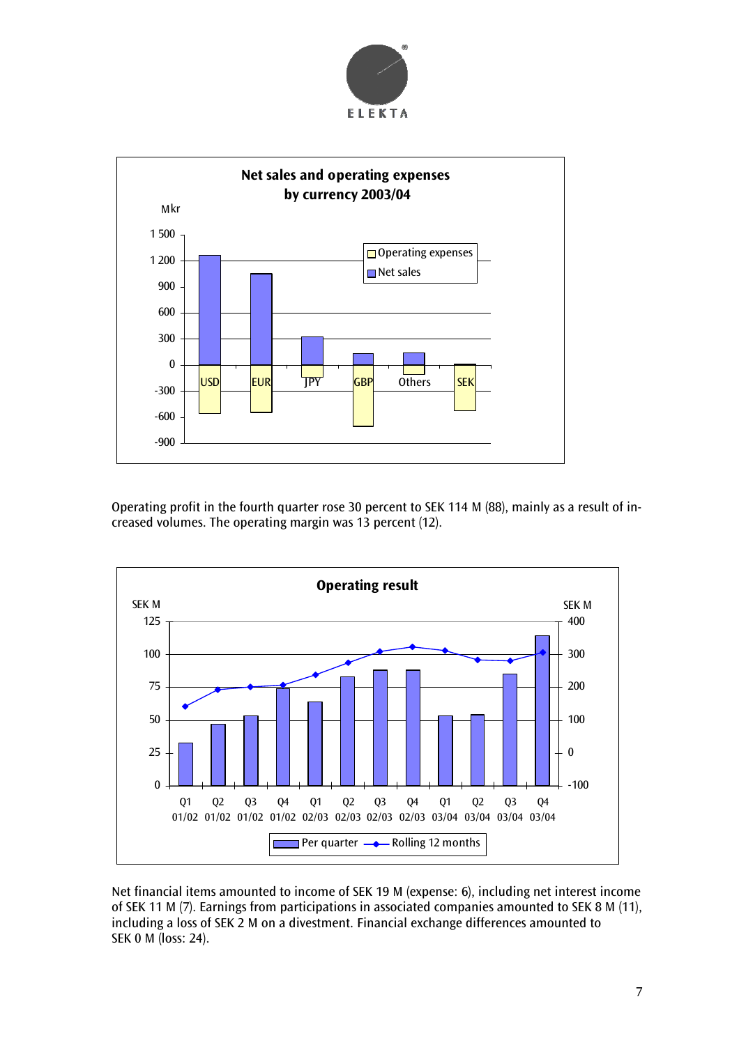**Net sales and operating expenses by currency 2003/04**

Operating profit in the fourth quarter rose 30 percent to SEK 114 M (88), mainly as a result of increased volumes. The operating margin was 13 percent (12).

**Operating result**

Net financial items amounted to income of SEK 19 M (expense: 6), including net interest income of SEK 11 M (7). Earnings from participations in associated companies amounted to SEK 8 M (11), including a loss of SEK 2 M on a divestment. Financial exchange differences amounted to SEK 0 M (loss: 24).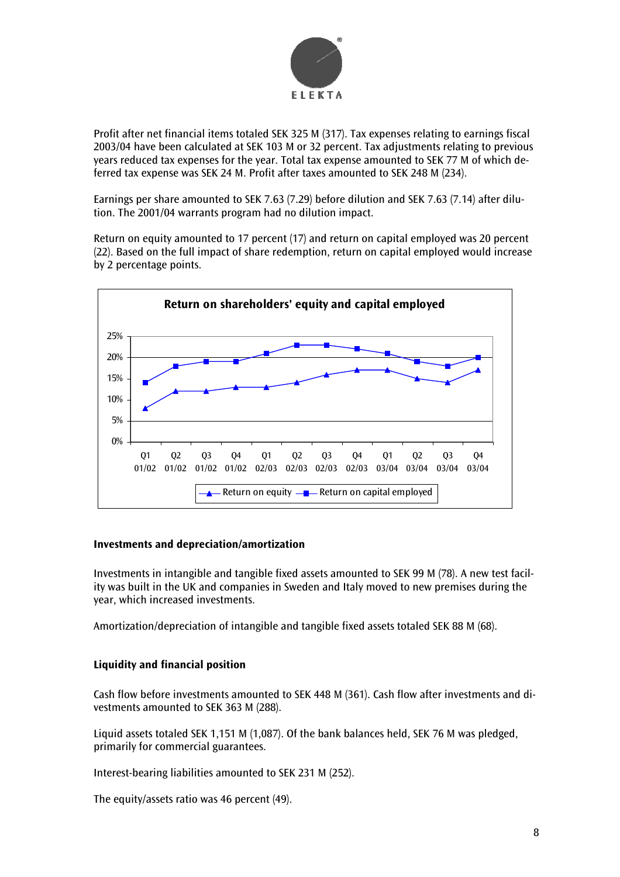Profit after net financial items totaled SEK 325 M (317). Tax expenses relating to earnings fiscal 2003/04 have been calculated at SEK 103 M or 32 percent. Tax adjustments relating to previous years reduced tax expenses for the year. Total tax expense amounted to SEK 77 M of which deferred tax expense was SEK 24 M. Profit after taxes amounted to SEK 248 M (234).

Earnings per share amounted to SEK 7.63 (7.29) before dilution and SEK 7.63 (7.14) after dilution. The 2001/04 warrants program had no dilution impact.

Return on equity amounted to 17 percent (17) and return on capital employed was 20 percent (22). Based on the full impact of share redemption, return on capital employed would increase by 2 percentage points.

**Return on shareholders' equity and capital employed**

| | Q1 01/02 | Q2 01/02 | Q3 01/02 | Q4 01/02 | Q1 02/03 | Q2 02/03 | Q3 02/03 | Q4 02/03 | Q1 03/04 | Q2 03/04 | Q3 03/04 | Q4 03/04 |
|---|---|---|---|---|---|---|---|---|---|---|---|---|
| Return on equity | 8% | 12% | 12% | 13% | 13% | 14% | 16% | 17% | 17% | 15% | 14% | 17% |
| Return on capital employed | 14% | 18% | 19% | 19% | 21% | 23% | 23% | 22% | 21% | 19% | 18% | 20% |

### Investments and depreciation/amortization

Investments in intangible and tangible fixed assets amounted to SEK 99 M (78). A new test facility was built in the UK and companies in Sweden and Italy moved to new premises during the year, which increased investments.

Amortization/depreciation of intangible and tangible fixed assets totaled SEK 88 M (68).

### Liquidity and financial position

Cash flow before investments amounted to SEK 448 M (361). Cash flow after investments and divestments amounted to SEK 363 M (288).

Liquid assets totaled SEK 1,151 M (1,087). Of the bank balances held, SEK 76 M was pledged, primarily for commercial guarantees.

Interest-bearing liabilities amounted to SEK 231 M (252).

The equity/assets ratio was 46 percent (49).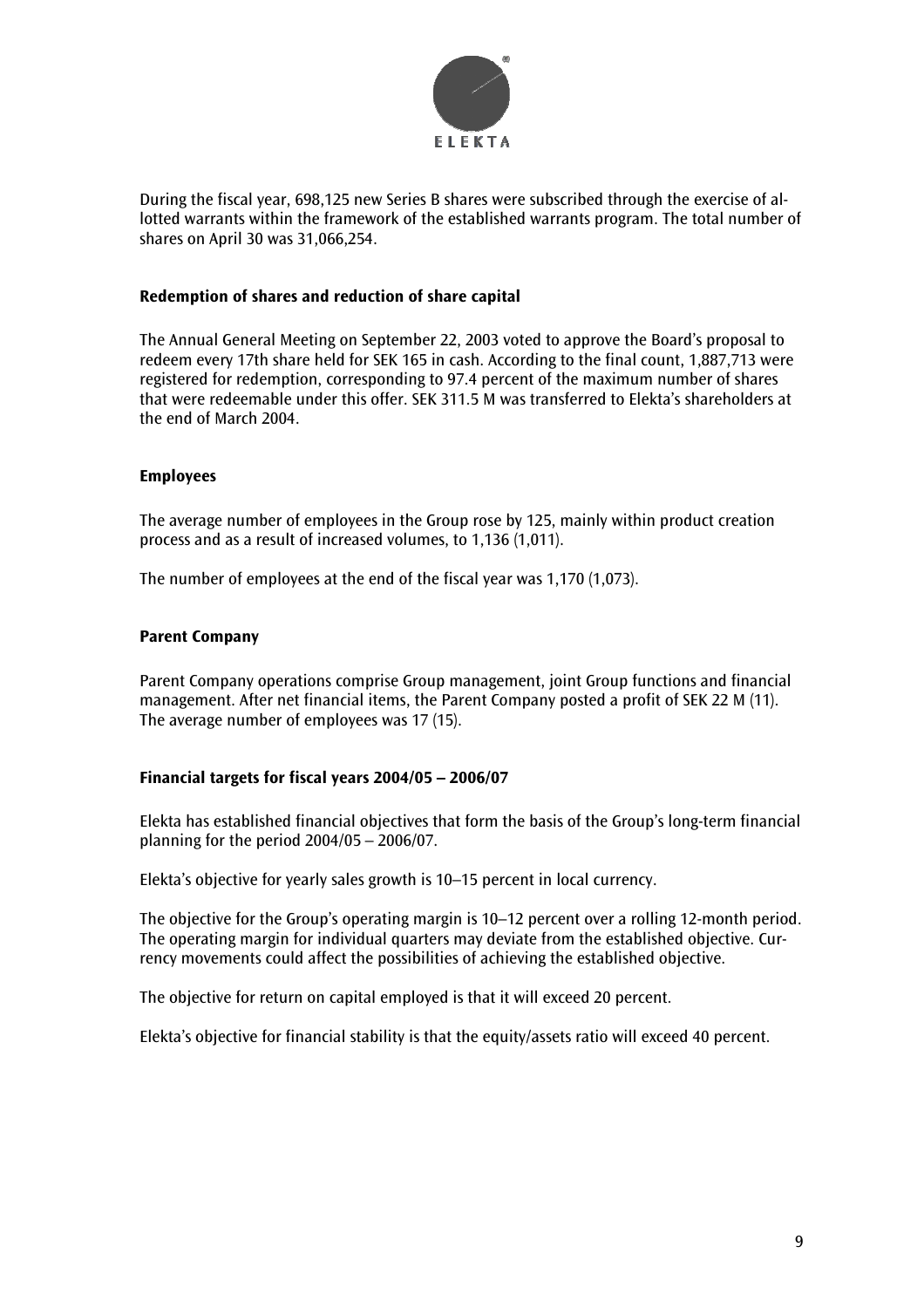During the fiscal year, 698,125 new Series B shares were subscribed through the exercise of allotted warrants within the framework of the established warrants program. The total number of shares on April 30 was 31,066,254.

**Redemption of shares and reduction of share capital**

The Annual General Meeting on September 22, 2003 voted to approve the Board's proposal to redeem every 17th share held for SEK 165 in cash. According to the final count, 1,887,713 were registered for redemption, corresponding to 97.4 percent of the maximum number of shares that were redeemable under this offer. SEK 311.5 M was transferred to Elekta's shareholders at the end of March 2004.

**Employees**

The average number of employees in the Group rose by 125, mainly within product creation process and as a result of increased volumes, to 1,136 (1,011).

The number of employees at the end of the fiscal year was 1,170 (1,073).

**Parent Company**

Parent Company operations comprise Group management, joint Group functions and financial management. After net financial items, the Parent Company posted a profit of SEK 22 M (11). The average number of employees was 17 (15).

**Financial targets for fiscal years 2004/05 – 2006/07**

Elekta has established financial objectives that form the basis of the Group's long-term financial planning for the period 2004/05 – 2006/07.

Elekta's objective for yearly sales growth is 10–15 percent in local currency.

The objective for the Group's operating margin is 10–12 percent over a rolling 12-month period. The operating margin for individual quarters may deviate from the established objective. Currency movements could affect the possibilities of achieving the established objective.

The objective for return on capital employed is that it will exceed 20 percent.

Elekta's objective for financial stability is that the equity/assets ratio will exceed 40 percent.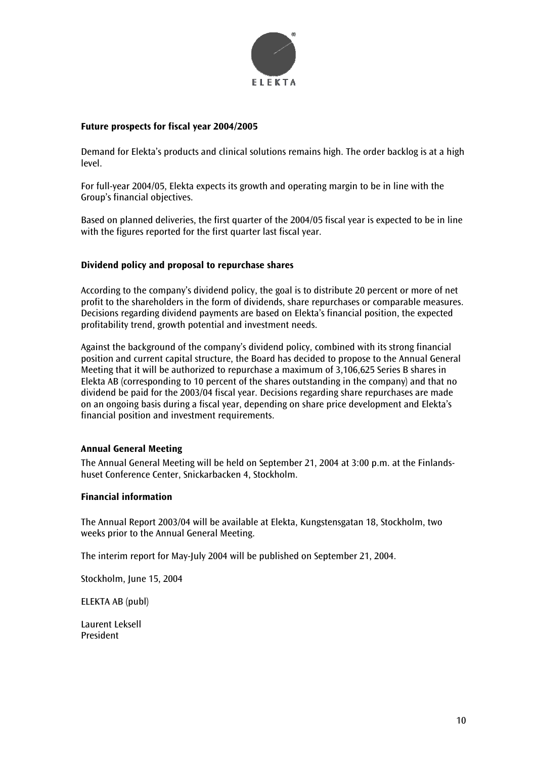## Future prospects for fiscal year 2004/2005

Demand for Elekta's products and clinical solutions remains high. The order backlog is at a high level.

For full-year 2004/05, Elekta expects its growth and operating margin to be in line with the Group's financial objectives.

Based on planned deliveries, the first quarter of the 2004/05 fiscal year is expected to be in line with the figures reported for the first quarter last fiscal year.

## Dividend policy and proposal to repurchase shares

According to the company's dividend policy, the goal is to distribute 20 percent or more of net profit to the shareholders in the form of dividends, share repurchases or comparable measures. Decisions regarding dividend payments are based on Elekta's financial position, the expected profitability trend, growth potential and investment needs.

Against the background of the company's dividend policy, combined with its strong financial position and current capital structure, the Board has decided to propose to the Annual General Meeting that it will be authorized to repurchase a maximum of 3,106,625 Series B shares in Elekta AB (corresponding to 10 percent of the shares outstanding in the company) and that no dividend be paid for the 2003/04 fiscal year. Decisions regarding share repurchases are made on an ongoing basis during a fiscal year, depending on share price development and Elekta's financial position and investment requirements.

## Annual General Meeting

The Annual General Meeting will be held on September 21, 2004 at 3:00 p.m. at the Finlands-huset Conference Center, Snickarbacken 4, Stockholm.

## Financial information

The Annual Report 2003/04 will be available at Elekta, Kungstensgatan 18, Stockholm, two weeks prior to the Annual General Meeting.

The interim report for May-July 2004 will be published on September 21, 2004.

Stockholm, June 15, 2004

ELEKTA AB (publ)

Laurent Leksell
President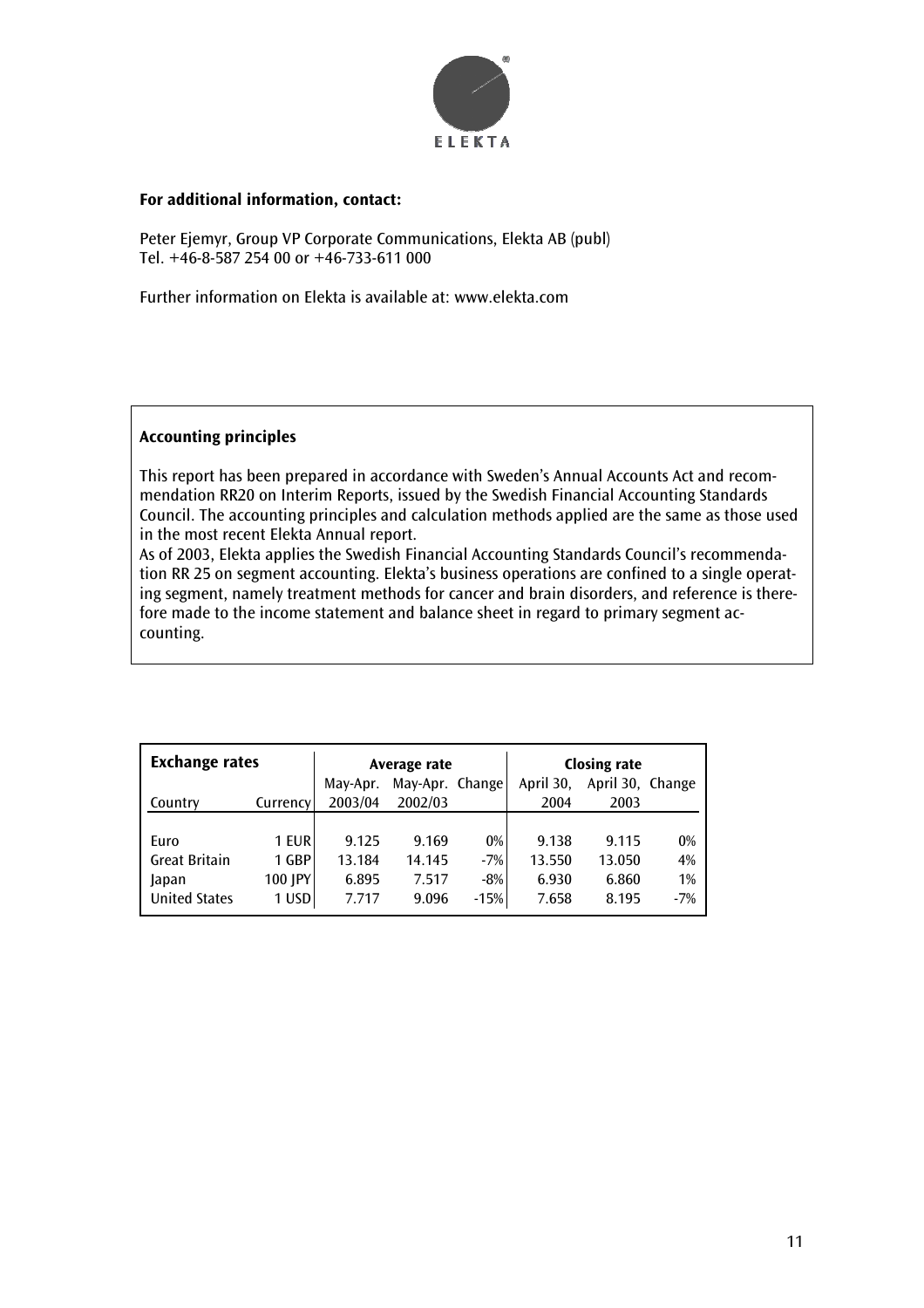**For additional information, contact:**

Peter Ejemyr, Group VP Corporate Communications, Elekta AB (publ)
Tel. +46-8-587 254 00 or +46-733-611 000

Further information on Elekta is available at: www.elekta.com

**Accounting principles**

This report has been prepared in accordance with Sweden's Annual Accounts Act and recommendation RR20 on Interim Reports, issued by the Swedish Financial Accounting Standards Council. The accounting principles and calculation methods applied are the same as those used in the most recent Elekta Annual report.
As of 2003, Elekta applies the Swedish Financial Accounting Standards Council's recommendation RR 25 on segment accounting. Elekta's business operations are confined to a single operating segment, namely treatment methods for cancer and brain disorders, and reference is therefore made to the income statement and balance sheet in regard to primary segment accounting.

| **Exchange rates** | | **Average rate** | | | **Closing rate** | | |
|---|---|---|---|---|---|---|---|
| Country | Currency | May-Apr. 2003/04 | May-Apr. 2002/03 | Change | April 30, 2004 | April 30, 2003 | Change |
| Euro | 1 EUR | 9.125 | 9.169 | 0% | 9.138 | 9.115 | 0% |
| Great Britain | 1 GBP | 13.184 | 14.145 | -7% | 13.550 | 13.050 | 4% |
| Japan | 100 JPY | 6.895 | 7.517 | -8% | 6.930 | 6.860 | 1% |
| United States | 1 USD | 7.717 | 9.096 | -15% | 7.658 | 8.195 | -7% |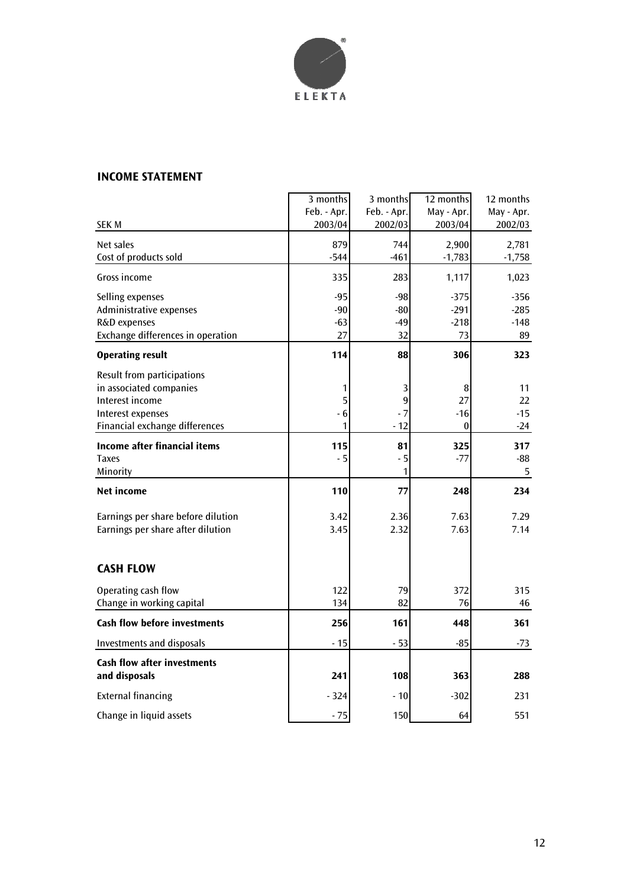ELEKTA

## INCOME STATEMENT

| SEK M | 3 months Feb. - Apr. 2003/04 | 3 months Feb. - Apr. 2002/03 | 12 months May - Apr. 2003/04 | 12 months May - Apr. 2002/03 |
|---|---|---|---|---|
| Net sales | 879 | 744 | 2,900 | 2,781 |
| Cost of products sold | -544 | -461 | -1,783 | -1,758 |
| Gross income | 335 | 283 | 1,117 | 1,023 |
| Selling expenses | -95 | -98 | -375 | -356 |
| Administrative expenses | -90 | -80 | -291 | -285 |
| R&D expenses | -63 | -49 | -218 | -148 |
| Exchange differences in operation | 27 | 32 | 73 | 89 |
| **Operating result** | **114** | **88** | **306** | **323** |
| Result from participations in associated companies | 1 | 3 | 8 | 11 |
| Interest income | 5 | 9 | 27 | 22 |
| Interest expenses | - 6 | - 7 | -16 | -15 |
| Financial exchange differences | 1 | - 12 | 0 | -24 |
| **Income after financial items** | **115** | **81** | **325** | **317** |
| Taxes | - 5 | - 5 | -77 | -88 |
| Minority | | 1 | | 5 |
| **Net income** | **110** | **77** | **248** | **234** |
| Earnings per share before dilution | 3.42 | 2.36 | 7.63 | 7.29 |
| Earnings per share after dilution | 3.45 | 2.32 | 7.63 | 7.14 |

## CASH FLOW

| | 3 months Feb. - Apr. 2003/04 | 3 months Feb. - Apr. 2002/03 | 12 months May - Apr. 2003/04 | 12 months May - Apr. 2002/03 |
|---|---|---|---|---|
| Operating cash flow | 122 | 79 | 372 | 315 |
| Change in working capital | 134 | 82 | 76 | 46 |
| **Cash flow before investments** | **256** | **161** | **448** | **361** |
| Investments and disposals | - 15 | - 53 | -85 | -73 |
| **Cash flow after investments and disposals** | **241** | **108** | **363** | **288** |
| External financing | - 324 | - 10 | -302 | 231 |
| Change in liquid assets | - 75 | 150 | 64 | 551 |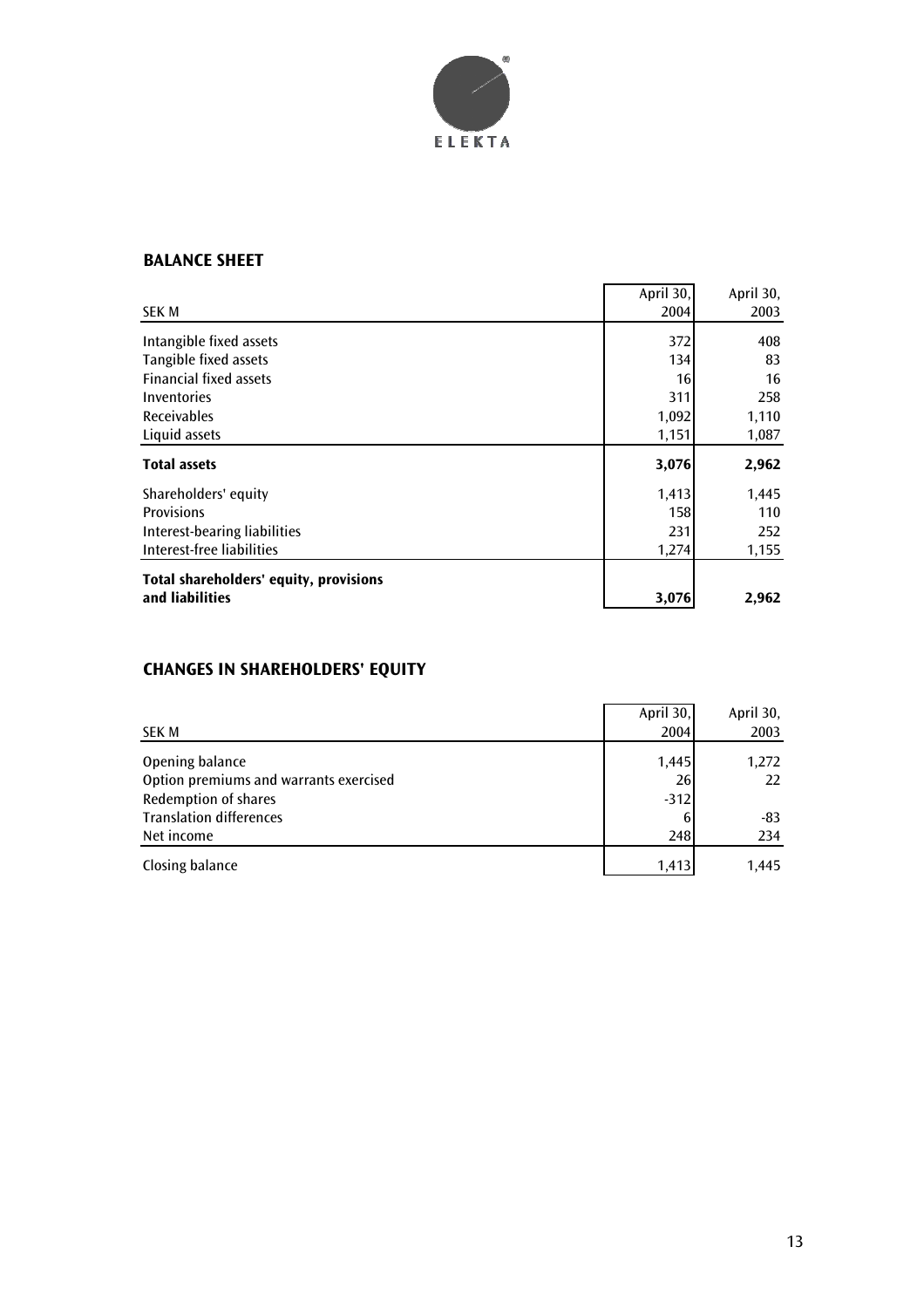## BALANCE SHEET

| SEK M | April 30, 2004 | April 30, 2003 |
|---|---|---|
| Intangible fixed assets | 372 | 408 |
| Tangible fixed assets | 134 | 83 |
| Financial fixed assets | 16 | 16 |
| Inventories | 311 | 258 |
| Receivables | 1,092 | 1,110 |
| Liquid assets | 1,151 | 1,087 |
| **Total assets** | **3,076** | **2,962** |
| Shareholders' equity | 1,413 | 1,445 |
| Provisions | 158 | 110 |
| Interest-bearing liabilities | 231 | 252 |
| Interest-free liabilities | 1,274 | 1,155 |
| **Total shareholders' equity, provisions and liabilities** | **3,076** | **2,962** |

## CHANGES IN SHAREHOLDERS' EQUITY

| SEK M | April 30, 2004 | April 30, 2003 |
|---|---|---|
| Opening balance | 1,445 | 1,272 |
| Option premiums and warrants exercised | 26 | 22 |
| Redemption of shares | -312 | |
| Translation differences | 6 | -83 |
| Net income | 248 | 234 |
| Closing balance | 1,413 | 1,445 |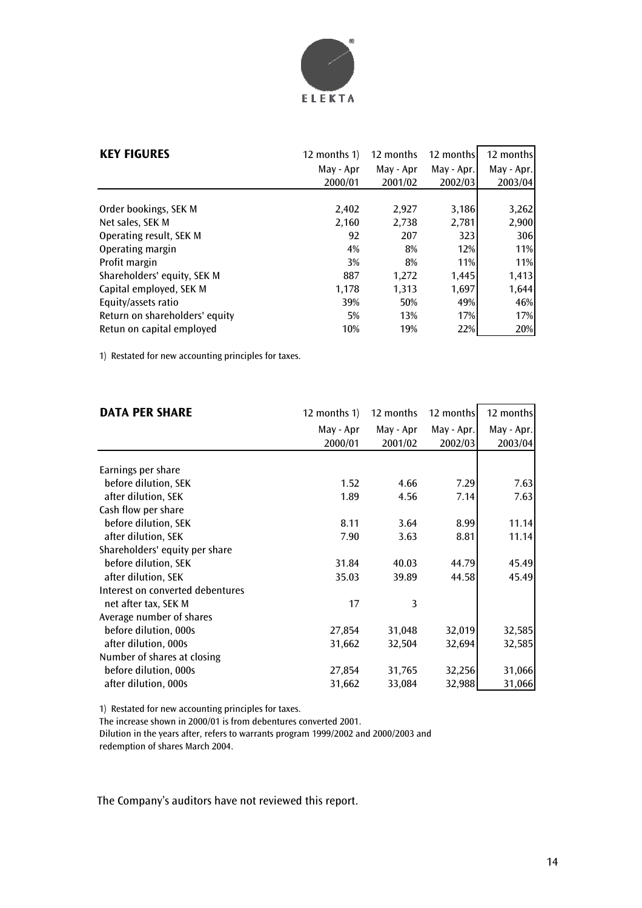ELEKTA

| KEY FIGURES | 12 months 1) May - Apr 2000/01 | 12 months May - Apr 2001/02 | 12 months May - Apr. 2002/03 | 12 months May - Apr. 2003/04 |
|---|---|---|---|---|
| Order bookings, SEK M | 2,402 | 2,927 | 3,186 | 3,262 |
| Net sales, SEK M | 2,160 | 2,738 | 2,781 | 2,900 |
| Operating result, SEK M | 92 | 207 | 323 | 306 |
| Operating margin | 4% | 8% | 12% | 11% |
| Profit margin | 3% | 8% | 11% | 11% |
| Shareholders' equity, SEK M | 887 | 1,272 | 1,445 | 1,413 |
| Capital employed, SEK M | 1,178 | 1,313 | 1,697 | 1,644 |
| Equity/assets ratio | 39% | 50% | 49% | 46% |
| Return on shareholders' equity | 5% | 13% | 17% | 17% |
| Retun on capital employed | 10% | 19% | 22% | 20% |

1) Restated for new accounting principles for taxes.

| DATA PER SHARE | 12 months 1) May - Apr 2000/01 | 12 months May - Apr 2001/02 | 12 months May - Apr. 2002/03 | 12 months May - Apr. 2003/04 |
|---|---|---|---|---|
| Earnings per share | | | | |
| before dilution, SEK | 1.52 | 4.66 | 7.29 | 7.63 |
| after dilution, SEK | 1.89 | 4.56 | 7.14 | 7.63 |
| Cash flow per share | | | | |
| before dilution, SEK | 8.11 | 3.64 | 8.99 | 11.14 |
| after dilution, SEK | 7.90 | 3.63 | 8.81 | 11.14 |
| Shareholders' equity per share | | | | |
| before dilution, SEK | 31.84 | 40.03 | 44.79 | 45.49 |
| after dilution, SEK | 35.03 | 39.89 | 44.58 | 45.49 |
| Interest on converted debentures | | | | |
| net after tax, SEK M | 17 | 3 | | |
| Average number of shares | | | | |
| before dilution, 000s | 27,854 | 31,048 | 32,019 | 32,585 |
| after dilution, 000s | 31,662 | 32,504 | 32,694 | 32,585 |
| Number of shares at closing | | | | |
| before dilution, 000s | 27,854 | 31,765 | 32,256 | 31,066 |
| after dilution, 000s | 31,662 | 33,084 | 32,988 | 31,066 |

1) Restated for new accounting principles for taxes.
The increase shown in 2000/01 is from debentures converted 2001.
Dilution in the years after, refers to warrants program 1999/2002 and 2000/2003 and redemption of shares March 2004.

The Company's auditors have not reviewed this report.